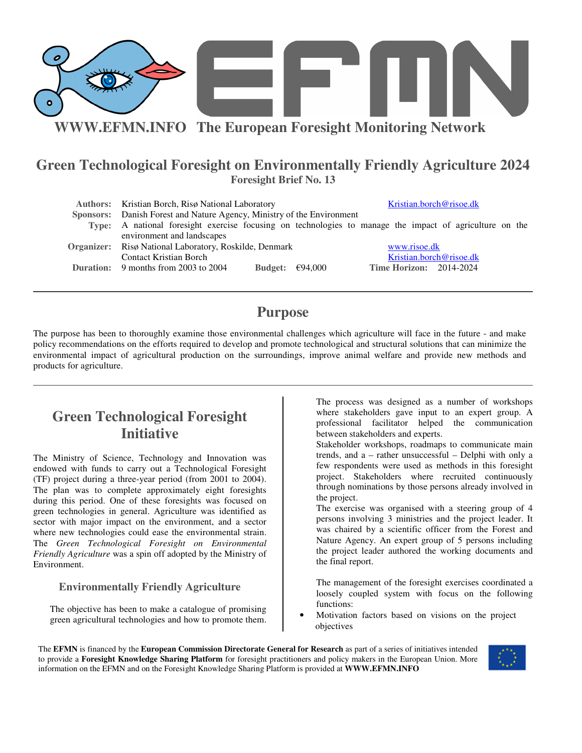**WWW.EFMN.INFO The European Foresight Monitoring Network**

# Green Technological Foresight on Environmentally Friendly Agriculture 2024

**Foresight Brief No. 13**

**Authors:** Kristian Borch, Risø National Laboratory Kristian.borch@risoe.dk
**Sponsors:** Danish Forest and Nature Agency, Ministry of the Environment
**Type:** A national foresight exercise focusing on technologies to manage the impact of agriculture on the environment and landscapes
**Organizer:** Risø National Laboratory, Roskilde, Denmark www.risoe.dk
Contact Kristian Borch Kristian.borch@risoe.dk
**Duration:** 9 months from 2003 to 2004 **Budget:** €94,000 **Time Horizon:** 2014-2024

## Purpose

The purpose has been to thoroughly examine those environmental challenges which agriculture will face in the future - and make policy recommendations on the efforts required to develop and promote technological and structural solutions that can minimize the environmental impact of agricultural production on the surroundings, improve animal welfare and provide new methods and products for agriculture.

## Green Technological Foresight Initiative

The Ministry of Science, Technology and Innovation was endowed with funds to carry out a Technological Foresight (TF) project during a three-year period (from 2001 to 2004). The plan was to complete approximately eight foresights during this period. One of these foresights was focused on green technologies in general. Agriculture was identified as sector with major impact on the environment, and a sector where new technologies could ease the environmental strain. The *Green Technological Foresight on Environmental Friendly Agriculture* was a spin off adopted by the Ministry of Environment.

### Environmentally Friendly Agriculture

The objective has been to make a catalogue of promising green agricultural technologies and how to promote them.

The process was designed as a number of workshops where stakeholders gave input to an expert group. A professional facilitator helped the communication between stakeholders and experts.

Stakeholder workshops, roadmaps to communicate main trends, and a – rather unsuccessful – Delphi with only a few respondents were used as methods in this foresight project. Stakeholders where recruited continuously through nominations by those persons already involved in the project.

The exercise was organised with a steering group of 4 persons involving 3 ministries and the project leader. It was chaired by a scientific officer from the Forest and Nature Agency. An expert group of 5 persons including the project leader authored the working documents and the final report.

The management of the foresight exercises coordinated a loosely coupled system with focus on the following functions:

- Motivation factors based on visions on the project objectives

The **EFMN** is financed by the **European Commission Directorate General for Research** as part of a series of initiatives intended to provide a **Foresight Knowledge Sharing Platform** for foresight practitioners and policy makers in the European Union. More information on the EFMN and on the Foresight Knowledge Sharing Platform is provided at **WWW.EFMN.INFO**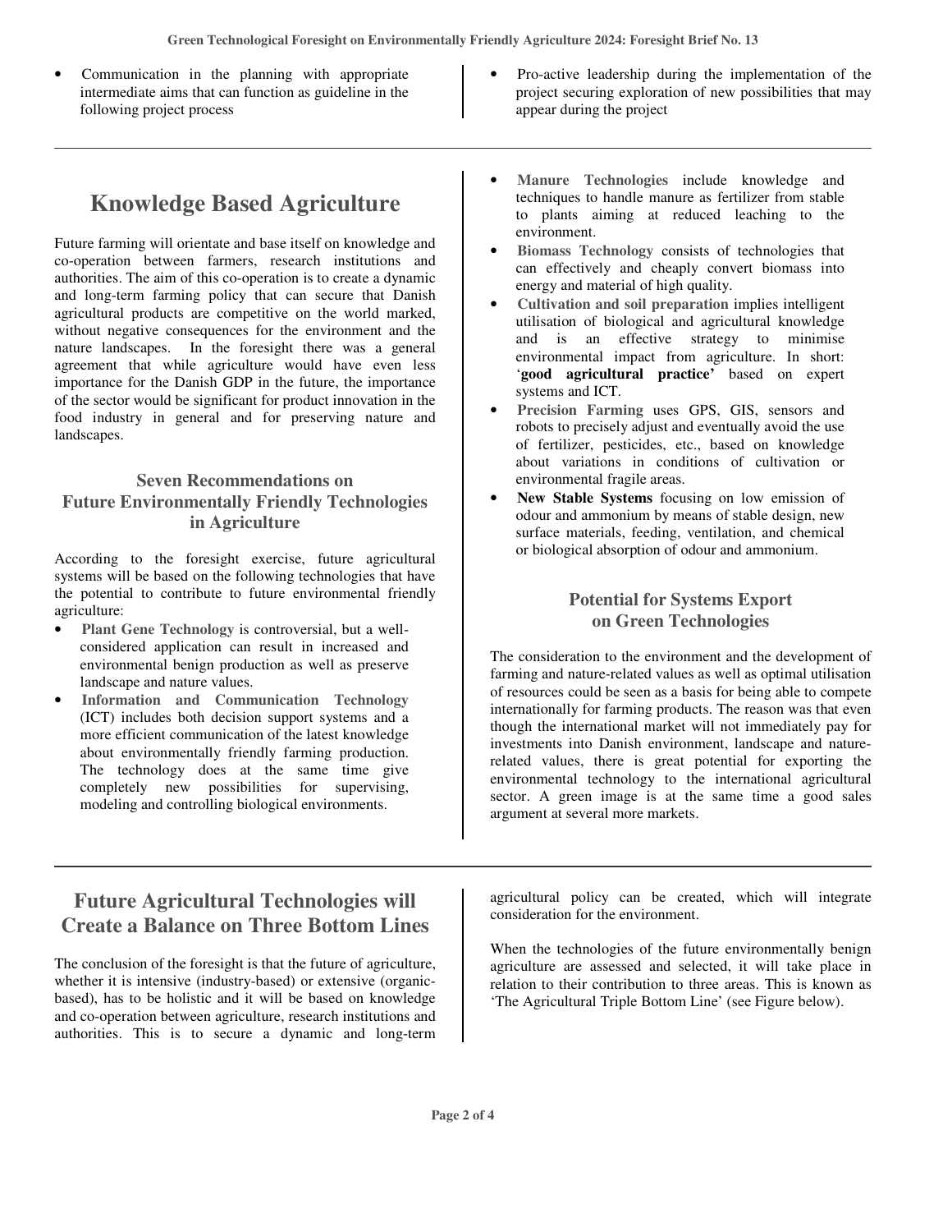- Communication in the planning with appropriate intermediate aims that can function as guideline in the following project process
- Pro-active leadership during the implementation of the project securing exploration of new possibilities that may appear during the project

# Knowledge Based Agriculture

Future farming will orientate and base itself on knowledge and co-operation between farmers, research institutions and authorities. The aim of this co-operation is to create a dynamic and long-term farming policy that can secure that Danish agricultural products are competitive on the world marked, without negative consequences for the environment and the nature landscapes. In the foresight there was a general agreement that while agriculture would have even less importance for the Danish GDP in the future, the importance of the sector would be significant for product innovation in the food industry in general and for preserving nature and landscapes.

### Seven Recommendations on Future Environmentally Friendly Technologies in Agriculture

According to the foresight exercise, future agricultural systems will be based on the following technologies that have the potential to contribute to future environmental friendly agriculture:

- **Plant Gene Technology** is controversial, but a well-considered application can result in increased and environmental benign production as well as preserve landscape and nature values.
- **Information and Communication Technology** (ICT) includes both decision support systems and a more efficient communication of the latest knowledge about environmentally friendly farming production. The technology does at the same time give completely new possibilities for supervising, modeling and controlling biological environments.
- **Manure Technologies** include knowledge and techniques to handle manure as fertilizer from stable to plants aiming at reduced leaching to the environment.
- **Biomass Technology** consists of technologies that can effectively and cheaply convert biomass into energy and material of high quality.
- **Cultivation and soil preparation** implies intelligent utilisation of biological and agricultural knowledge and is an effective strategy to minimise environmental impact from agriculture. In short: '**good agricultural practice'** based on expert systems and ICT.
- **Precision Farming** uses GPS, GIS, sensors and robots to precisely adjust and eventually avoid the use of fertilizer, pesticides, etc., based on knowledge about variations in conditions of cultivation or environmental fragile areas.
- **New Stable Systems** focusing on low emission of odour and ammonium by means of stable design, new surface materials, feeding, ventilation, and chemical or biological absorption of odour and ammonium.

### Potential for Systems Export on Green Technologies

The consideration to the environment and the development of farming and nature-related values as well as optimal utilisation of resources could be seen as a basis for being able to compete internationally for farming products. The reason was that even though the international market will not immediately pay for investments into Danish environment, landscape and nature-related values, there is great potential for exporting the environmental technology to the international agricultural sector. A green image is at the same time a good sales argument at several more markets.

# Future Agricultural Technologies will Create a Balance on Three Bottom Lines

The conclusion of the foresight is that the future of agriculture, whether it is intensive (industry-based) or extensive (organic-based), has to be holistic and it will be based on knowledge and co-operation between agriculture, research institutions and authorities. This is to secure a dynamic and long-term agricultural policy can be created, which will integrate consideration for the environment.

When the technologies of the future environmentally benign agriculture are assessed and selected, it will take place in relation to their contribution to three areas. This is known as 'The Agricultural Triple Bottom Line' (see Figure below).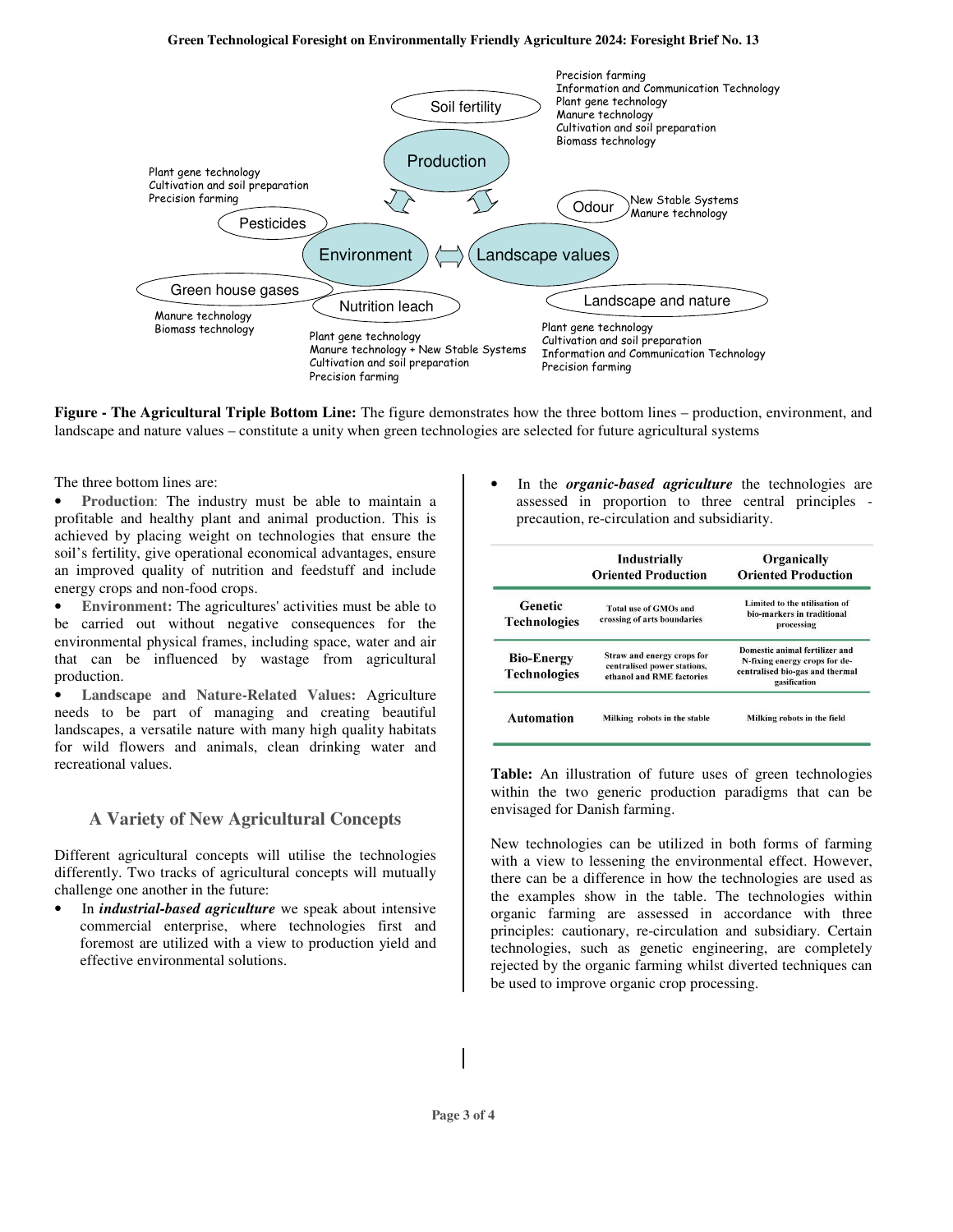**Soil fertility**
- Precision farming
- Information and Communication Technology
- Plant gene technology
- Manure technology
- Cultivation and soil preparation
- Biomass technology

**Pesticides**
- Plant gene technology
- Cultivation and soil preparation
- Precision farming

**Odour**
- New Stable Systems
- Manure technology

**Green house gases**
- Manure technology
- Biomass technology

**Nutrition leach**
- Plant gene technology
- Manure technology + New Stable Systems
- Cultivation and soil preparation
- Precision farming

**Landscape and nature**
- Plant gene technology
- Cultivation and soil preparation
- Information and Communication Technology
- Precision farming

Production — Environment — Landscape values

**Figure - The Agricultural Triple Bottom Line:** The figure demonstrates how the three bottom lines – production, environment, and landscape and nature values – constitute a unity when green technologies are selected for future agricultural systems

The three bottom lines are:

- **Production**: The industry must be able to maintain a profitable and healthy plant and animal production. This is achieved by placing weight on technologies that ensure the soil's fertility, give operational economical advantages, ensure an improved quality of nutrition and feedstuff and include energy crops and non-food crops.
- **Environment:** The agricultures' activities must be able to be carried out without negative consequences for the environmental physical frames, including space, water and air that can be influenced by wastage from agricultural production.
- **Landscape and Nature-Related Values:** Agriculture needs to be part of managing and creating beautiful landscapes, a versatile nature with many high quality habitats for wild flowers and animals, clean drinking water and recreational values.

## A Variety of New Agricultural Concepts

Different agricultural concepts will utilise the technologies differently. Two tracks of agricultural concepts will mutually challenge one another in the future:

- In ***industrial-based agriculture*** we speak about intensive commercial enterprise, where technologies first and foremost are utilized with a view to production yield and effective environmental solutions.
- In the ***organic-based agriculture*** the technologies are assessed in proportion to three central principles - precaution, re-circulation and subsidiarity.

| | Industrially Oriented Production | Organically Oriented Production |
|---|---|---|
| **Genetic Technologies** | Total use of GMOs and crossing of arts boundaries | Limited to the utilisation of bio-markers in traditional processing |
| **Bio-Energy Technologies** | Straw and energy crops for centralised power stations, ethanol and RME factories | Domestic animal fertilizer and N-fixing energy crops for de-centralised bio-gas and thermal gasification |
| **Automation** | Milking robots in the stable | Milking robots in the field |

**Table:** An illustration of future uses of green technologies within the two generic production paradigms that can be envisaged for Danish farming.

New technologies can be utilized in both forms of farming with a view to lessening the environmental effect. However, there can be a difference in how the technologies are used as the examples show in the table. The technologies within organic farming are assessed in accordance with three principles: cautionary, re-circulation and subsidiary. Certain technologies, such as genetic engineering, are completely rejected by the organic farming whilst diverted techniques can be used to improve organic crop processing.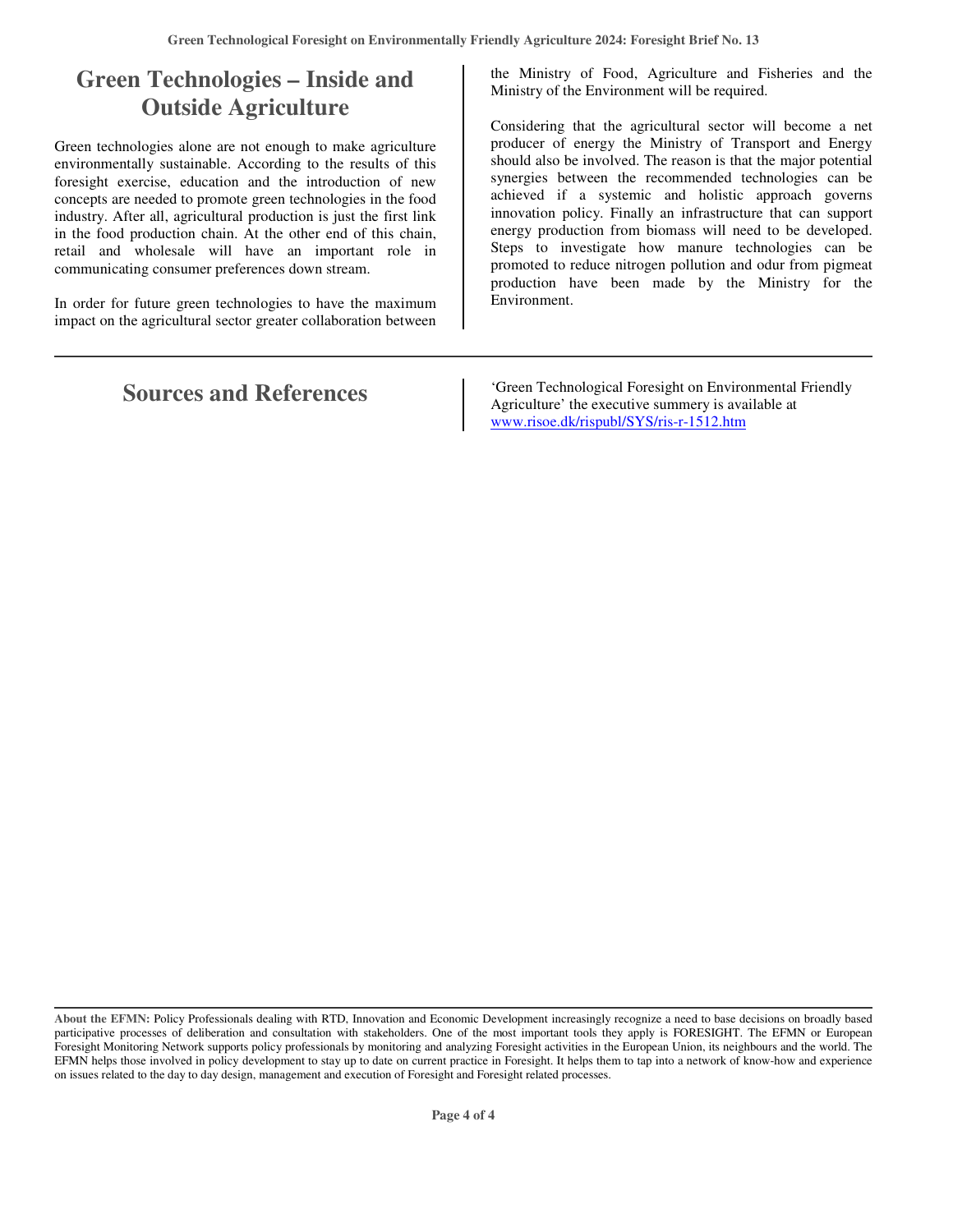## Green Technologies – Inside and Outside Agriculture

Green technologies alone are not enough to make agriculture environmentally sustainable. According to the results of this foresight exercise, education and the introduction of new concepts are needed to promote green technologies in the food industry. After all, agricultural production is just the first link in the food production chain. At the other end of this chain, retail and wholesale will have an important role in communicating consumer preferences down stream.

In order for future green technologies to have the maximum impact on the agricultural sector greater collaboration between the Ministry of Food, Agriculture and Fisheries and the Ministry of the Environment will be required.

Considering that the agricultural sector will become a net producer of energy the Ministry of Transport and Energy should also be involved. The reason is that the major potential synergies between the recommended technologies can be achieved if a systemic and holistic approach governs innovation policy. Finally an infrastructure that can support energy production from biomass will need to be developed. Steps to investigate how manure technologies can be promoted to reduce nitrogen pollution and odur from pigmeat production have been made by the Ministry for the Environment.

## Sources and References

'Green Technological Foresight on Environmental Friendly Agriculture' the executive summery is available at [www.risoe.dk/rispubl/SYS/ris-r-1512.htm](www.risoe.dk/rispubl/SYS/ris-r-1512.htm)

**About the EFMN:** Policy Professionals dealing with RTD, Innovation and Economic Development increasingly recognize a need to base decisions on broadly based participative processes of deliberation and consultation with stakeholders. One of the most important tools they apply is FORESIGHT. The EFMN or European Foresight Monitoring Network supports policy professionals by monitoring and analyzing Foresight activities in the European Union, its neighbours and the world. The EFMN helps those involved in policy development to stay up to date on current practice in Foresight. It helps them to tap into a network of know-how and experience on issues related to the day to day design, management and execution of Foresight and Foresight related processes.